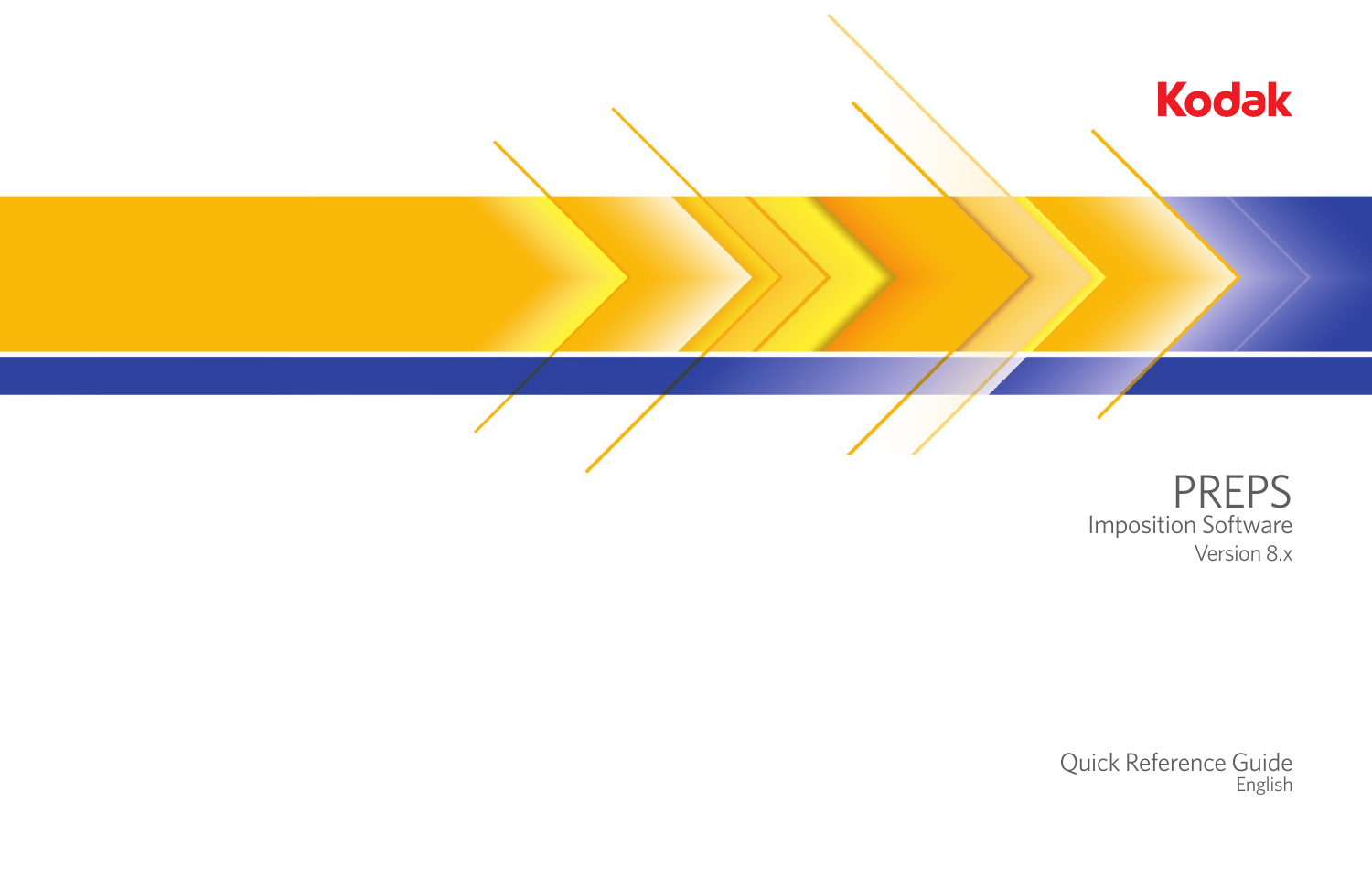Kodak

# PREPS

## Imposition Software

Version 8.x

Quick Reference Guide

English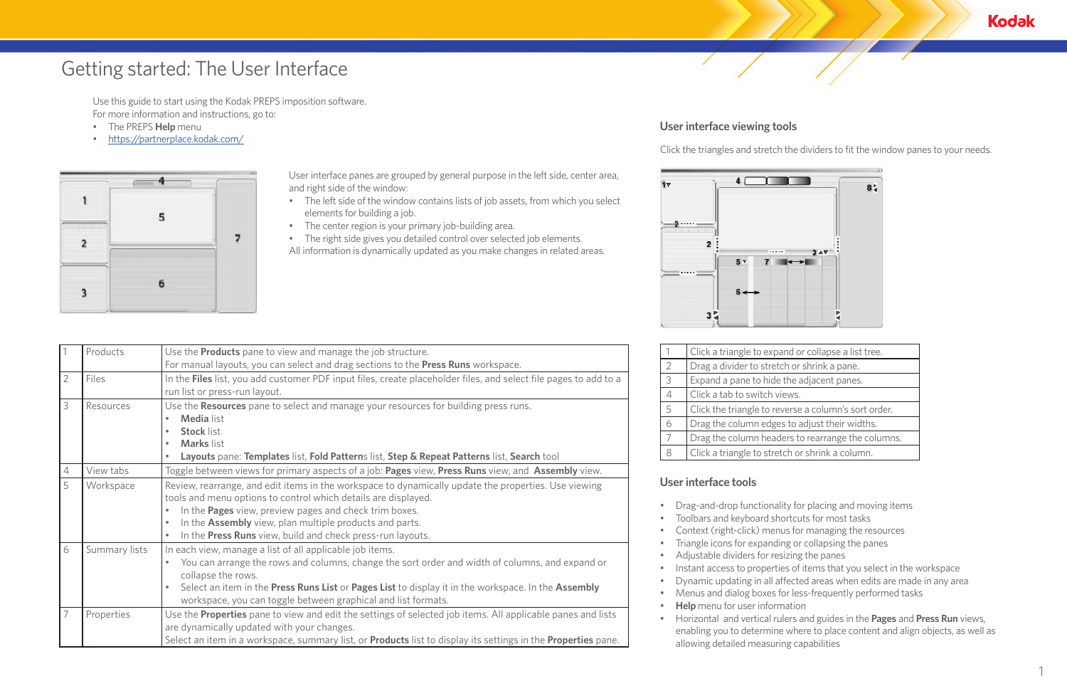# Getting started: The User Interface

Use this guide to start using the Kodak PREPS imposition software.
For more information and instructions, go to:

- The PREPS **Help** menu
- https://partnerplace.kodak.com/

User interface panes are grouped by general purpose in the left side, center area, and right side of the window:

- The left side of the window contains lists of job assets, from which you select elements for building a job.
- The center region is your primary job-building area.
- The right side gives you detailed control over selected job elements.

All information is dynamically updated as you make changes in related areas.

| | | |
|---|---|---|
| 1 | Products | Use the **Products** pane to view and manage the job structure.<br>For manual layouts, you can select and drag sections to the **Press Runs** workspace. |
| 2 | Files | In the **Files** list, you add customer PDF input files, create placeholder files, and select file pages to add to a run list or press-run layout. |
| 3 | Resources | Use the **Resources** pane to select and manage your resources for building press runs.<br>• **Media** list<br>• **Stock** list<br>• **Marks** list<br>• **Layouts** pane: **Templates** list, **Fold Pattern**s list, **Step & Repeat Patterns** list, **Search** tool |
| 4 | View tabs | Toggle between views for primary aspects of a job: **Pages** view, **Press Runs** view, and **Assembly** view. |
| 5 | Workspace | Review, rearrange, and edit items in the workspace to dynamically update the properties. Use viewing tools and menu options to control which details are displayed.<br>• In the **Pages** view, preview pages and check trim boxes.<br>• In the **Assembly** view, plan multiple products and parts.<br>• In the **Press Runs** view, build and check press-run layouts. |
| 6 | Summary lists | In each view, manage a list of all applicable job items.<br>• You can arrange the rows and columns, change the sort order and width of columns, and expand or collapse the rows.<br>• Select an item in the **Press Runs List** or **Pages List** to display it in the workspace. In the **Assembly** workspace, you can toggle between graphical and list formats. |
| 7 | Properties | Use the **Properties** pane to view and edit the settings of selected job items. All applicable panes and lists are dynamically updated with your changes.<br>Select an item in a workspace, summary list, or **Products** list to display its settings in the **Properties** pane. |

## User interface viewing tools

Click the triangles and stretch the dividers to fit the window panes to your needs.

| | |
|---|---|
| 1 | Click a triangle to expand or collapse a list tree. |
| 2 | Drag a divider to stretch or shrink a pane. |
| 3 | Expand a pane to hide the adjacent panes. |
| 4 | Click a tab to switch views. |
| 5 | Click the triangle to reverse a column's sort order. |
| 6 | Drag the column edges to adjust their widths. |
| 7 | Drag the column headers to rearrange the columns. |
| 8 | Click a triangle to stretch or shrink a column. |

## User interface tools

- Drag-and-drop functionality for placing and moving items
- Toolbars and keyboard shortcuts for most tasks
- Context (right-click) menus for managing the resources
- Triangle icons for expanding or collapsing the panes
- Adjustable dividers for resizing the panes
- Instant access to properties of items that you select in the workspace
- Dynamic updating in all affected areas when edits are made in any area
- Menus and dialog boxes for less-frequently performed tasks
- **Help** menu for user information
- Horizontal and vertical rulers and guides in the **Pages** and **Press Run** views, enabling you to determine where to place content and align objects, as well as allowing detailed measuring capabilities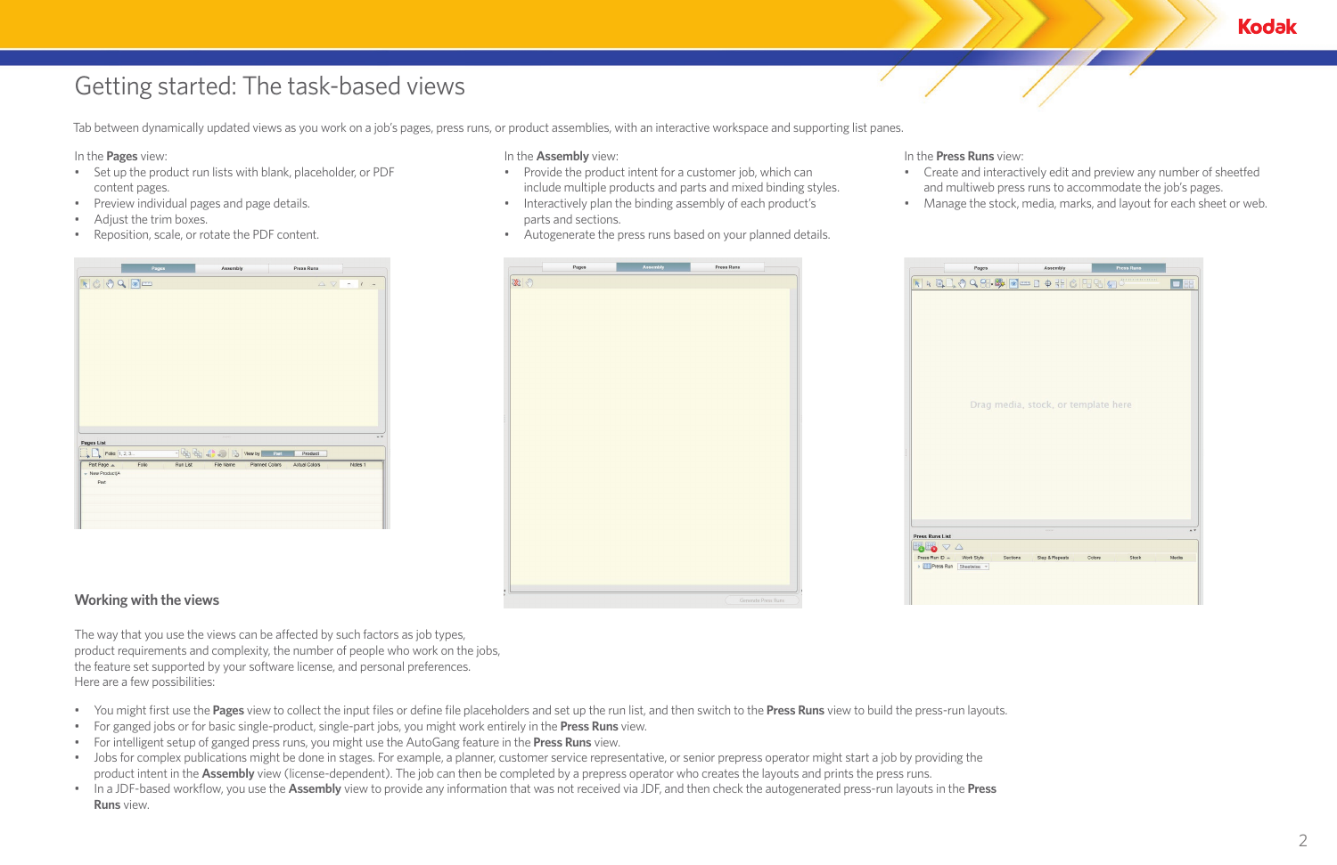# Getting started: The task-based views

Tab between dynamically updated views as you work on a job's pages, press runs, or product assemblies, with an interactive workspace and supporting list panes.

In the **Pages** view:

- Set up the product run lists with blank, placeholder, or PDF content pages.
- Preview individual pages and page details.
- Adjust the trim boxes.
- Reposition, scale, or rotate the PDF content.

In the **Assembly** view:

- Provide the product intent for a customer job, which can include multiple products and parts and mixed binding styles.
- Interactively plan the binding assembly of each product's parts and sections.
- Autogenerate the press runs based on your planned details.

In the **Press Runs** view:

- Create and interactively edit and preview any number of sheetfed and multiweb press runs to accommodate the job's pages.
- Manage the stock, media, marks, and layout for each sheet or web.

## Working with the views

The way that you use the views can be affected by such factors as job types, product requirements and complexity, the number of people who work on the jobs, the feature set supported by your software license, and personal preferences. Here are a few possibilities:

- You might first use the **Pages** view to collect the input files or define file placeholders and set up the run list, and then switch to the **Press Runs** view to build the press-run layouts.
- For ganged jobs or for basic single-product, single-part jobs, you might work entirely in the **Press Runs** view.
- For intelligent setup of ganged press runs, you might use the AutoGang feature in the **Press Runs** view.
- Jobs for complex publications might be done in stages. For example, a planner, customer service representative, or senior prepress operator might start a job by providing the product intent in the **Assembly** view (license-dependent). The job can then be completed by a prepress operator who creates the layouts and prints the press runs.
- In a JDF-based workflow, you use the **Assembly** view to provide any information that was not received via JDF, and then check the autogenerated press-run layouts in the **Press Runs** view.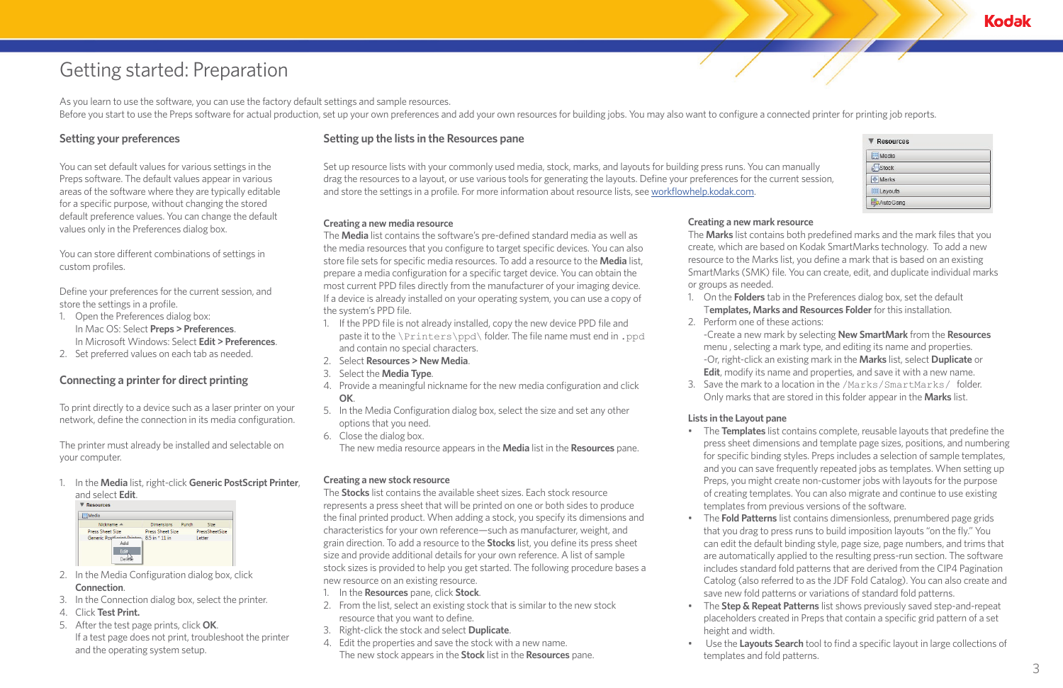# Getting started: Preparation

As you learn to use the software, you can use the factory default settings and sample resources.
Before you start to use the Preps software for actual production, set up your own preferences and add your own resources for building jobs. You may also want to configure a connected printer for printing job reports.

## Setting your preferences

You can set default values for various settings in the Preps software. The default values appear in various areas of the software where they are typically editable for a specific purpose, without changing the stored default preference values. You can change the default values only in the Preferences dialog box.

You can store different combinations of settings in custom profiles.

Define your preferences for the current session, and store the settings in a profile.

1. Open the Preferences dialog box:
   In Mac OS: Select **Preps > Preferences**.
   In Microsoft Windows: Select **Edit > Preferences**.
2. Set preferred values on each tab as needed.

## Connecting a printer for direct printing

To print directly to a device such as a laser printer on your network, define the connection in its media configuration.

The printer must already be installed and selectable on your computer.

1. In the **Media** list, right-click **Generic PostScript Printer**, and select **Edit**.
2. In the Media Configuration dialog box, click **Connection**.
3. In the Connection dialog box, select the printer.
4. Click **Test Print.**
5. After the test page prints, click **OK**.
   If a test page does not print, troubleshoot the printer and the operating system setup.

## Setting up the lists in the Resources pane

Set up resource lists with your commonly used media, stock, marks, and layouts for building press runs. You can manually drag the resources to a layout, or use various tools for generating the layouts. Define your preferences for the current session, and store the settings in a profile. For more information about resource lists, see workflowhelp.kodak.com.

### Creating a new media resource

The **Media** list contains the software's pre-defined standard media as well as the media resources that you configure to target specific devices. You can also store file sets for specific media resources. To add a resource to the **Media** list, prepare a media configuration for a specific target device. You can obtain the most current PPD files directly from the manufacturer of your imaging device. If a device is already installed on your operating system, you can use a copy of the system's PPD file.

1. If the PPD file is not already installed, copy the new device PPD file and paste it to the `\Printers\ppd\` folder. The file name must end in `.ppd` and contain no special characters.
2. Select **Resources > New Media**.
3. Select the **Media Type**.
4. Provide a meaningful nickname for the new media configuration and click **OK**.
5. In the Media Configuration dialog box, select the size and set any other options that you need.
6. Close the dialog box.
   The new media resource appears in the **Media** list in the **Resources** pane.

### Creating a new stock resource

The **Stocks** list contains the available sheet sizes. Each stock resource represents a press sheet that will be printed on one or both sides to produce the final printed product. When adding a stock, you specify its dimensions and characteristics for your own reference—such as manufacturer, weight, and grain direction. To add a resource to the **Stocks** list, you define its press sheet size and provide additional details for your own reference. A list of sample stock sizes is provided to help you get started. The following procedure bases a new resource on an existing resource.

1. In the **Resources** pane, click **Stock**.
2. From the list, select an existing stock that is similar to the new stock resource that you want to define.
3. Right-click the stock and select **Duplicate**.
4. Edit the properties and save the stock with a new name.
   The new stock appears in the **Stock** list in the **Resources** pane.

### Creating a new mark resource

The **Marks** list contains both predefined marks and the mark files that you create, which are based on Kodak SmartMarks technology. To add a new resource to the Marks list, you define a mark that is based on an existing SmartMarks (SMK) file. You can create, edit, and duplicate individual marks or groups as needed.

1. On the **Folders** tab in the Preferences dialog box, set the default **Templates, Marks and Resources Folder** for this installation.
2. Perform one of these actions:
   -Create a new mark by selecting **New SmartMark** from the **Resources** menu , selecting a mark type, and editing its name and properties.
   -Or, right-click an existing mark in the **Marks** list, select **Duplicate** or **Edit**, modify its name and properties, and save it with a new name.
3. Save the mark to a location in the `/Marks/SmartMarks/` folder.
   Only marks that are stored in this folder appear in the **Marks** list.

### Lists in the Layout pane

- The **Templates** list contains complete, reusable layouts that predefine the press sheet dimensions and template page sizes, positions, and numbering for specific binding styles. Preps includes a selection of sample templates, and you can save frequently repeated jobs as templates. When setting up Preps, you might create non-customer jobs with layouts for the purpose of creating templates. You can also migrate and continue to use existing templates from previous versions of the software.
- The **Fold Patterns** list contains dimensionless, prenumbered page grids that you drag to press runs to build imposition layouts "on the fly." You can edit the default binding style, page size, page numbers, and trims that are automatically applied to the resulting press-run section. The software includes standard fold patterns that are derived from the CIP4 Pagination Catalog (also referred to as the JDF Fold Catalog). You can also create and save new fold patterns or variations of standard fold patterns.
- The **Step & Repeat Patterns** list shows previously saved step-and-repeat placeholders created in Preps that contain a specific grid pattern of a set height and width.
- Use the **Layouts Search** tool to find a specific layout in large collections of templates and fold patterns.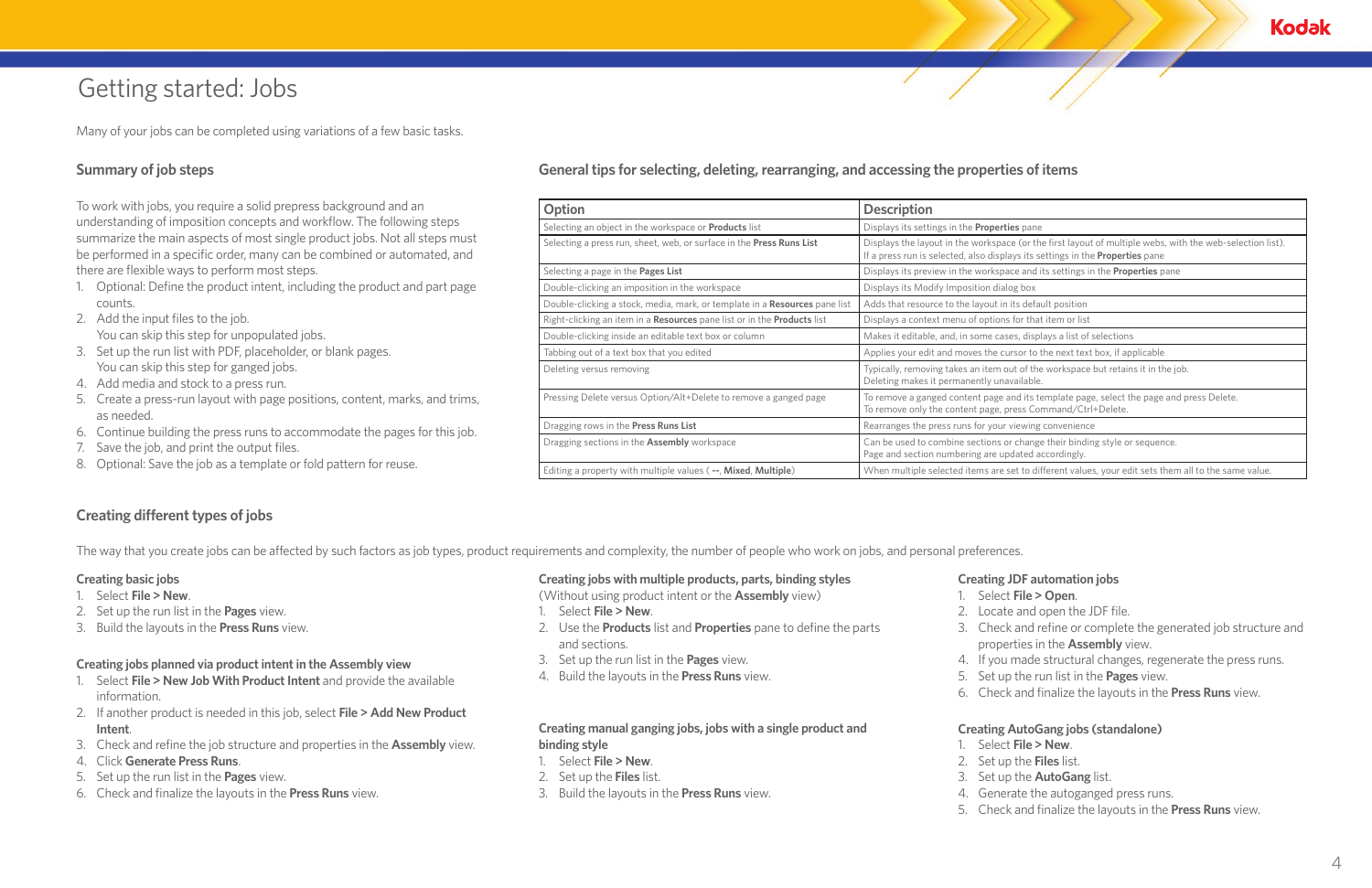# Getting started: Jobs

Many of your jobs can be completed using variations of a few basic tasks.

## Summary of job steps

To work with jobs, you require a solid prepress background and an understanding of imposition concepts and workflow. The following steps summarize the main aspects of most single product jobs. Not all steps must be performed in a specific order, many can be combined or automated, and there are flexible ways to perform most steps.

1. Optional: Define the product intent, including the product and part page counts.
2. Add the input files to the job.
   You can skip this step for unpopulated jobs.
3. Set up the run list with PDF, placeholder, or blank pages.
   You can skip this step for ganged jobs.
4. Add media and stock to a press run.
5. Create a press-run layout with page positions, content, marks, and trims, as needed.
6. Continue building the press runs to accommodate the pages for this job.
7. Save the job, and print the output files.
8. Optional: Save the job as a template or fold pattern for reuse.

## General tips for selecting, deleting, rearranging, and accessing the properties of items

| Option | Description |
|---|---|
| Selecting an object in the workspace or **Products** list | Displays its settings in the **Properties** pane |
| Selecting a press run, sheet, web, or surface in the **Press Runs List** | Displays the layout in the workspace (or the first layout of multiple webs, with the web-selection list). If a press run is selected, also displays its settings in the **Properties** pane |
| Selecting a page in the **Pages List** | Displays its preview in the workspace and its settings in the **Properties** pane |
| Double-clicking an imposition in the workspace | Displays its Modify Imposition dialog box |
| Double-clicking a stock, media, mark, or template in a **Resources** pane list | Adds that resource to the layout in its default position |
| Right-clicking an item in a **Resources** pane list or in the **Products** list | Displays a context menu of options for that item or list |
| Double-clicking inside an editable text box or column | Makes it editable, and, in some cases, displays a list of selections |
| Tabbing out of a text box that you edited | Applies your edit and moves the cursor to the next text box, if applicable |
| Deleting versus removing | Typically, removing takes an item out of the workspace but retains it in the job. Deleting makes it permanently unavailable. |
| Pressing Delete versus Option/Alt+Delete to remove a ganged page | To remove a ganged content page and its template page, select the page and press Delete. To remove only the content page, press Command/Ctrl+Delete. |
| Dragging rows in the **Press Runs List** | Rearranges the press runs for your viewing convenience |
| Dragging sections in the **Assembly** workspace | Can be used to combine sections or change their binding style or sequence. Page and section numbering are updated accordingly. |
| Editing a property with multiple values ( **--**, **Mixed**, **Multiple**) | When multiple selected items are set to different values, your edit sets them all to the same value. |

## Creating different types of jobs

The way that you create jobs can be affected by such factors as job types, product requirements and complexity, the number of people who work on jobs, and personal preferences.

### Creating basic jobs

1. Select **File > New**.
2. Set up the run list in the **Pages** view.
3. Build the layouts in the **Press Runs** view.

### Creating jobs planned via product intent in the Assembly view

1. Select **File > New Job With Product Intent** and provide the available information.
2. If another product is needed in this job, select **File > Add New Product Intent**.
3. Check and refine the job structure and properties in the **Assembly** view.
4. Click **Generate Press Runs**.
5. Set up the run list in the **Pages** view.
6. Check and finalize the layouts in the **Press Runs** view.

### Creating jobs with multiple products, parts, binding styles

(Without using product intent or the **Assembly** view)

1. Select **File > New**.
2. Use the **Products** list and **Properties** pane to define the parts and sections.
3. Set up the run list in the **Pages** view.
4. Build the layouts in the **Press Runs** view.

### Creating manual ganging jobs, jobs with a single product and binding style

1. Select **File > New**.
2. Set up the **Files** list.
3. Build the layouts in the **Press Runs** view.

### Creating JDF automation jobs

1. Select **File > Open**.
2. Locate and open the JDF file.
3. Check and refine or complete the generated job structure and properties in the **Assembly** view.
4. If you made structural changes, regenerate the press runs.
5. Set up the run list in the **Pages** view.
6. Check and finalize the layouts in the **Press Runs** view.

### Creating AutoGang jobs (standalone)

1. Select **File > New**.
2. Set up the **Files** list.
3. Set up the **AutoGang** list.
4. Generate the autoganged press runs.
5. Check and finalize the layouts in the **Press Runs** view.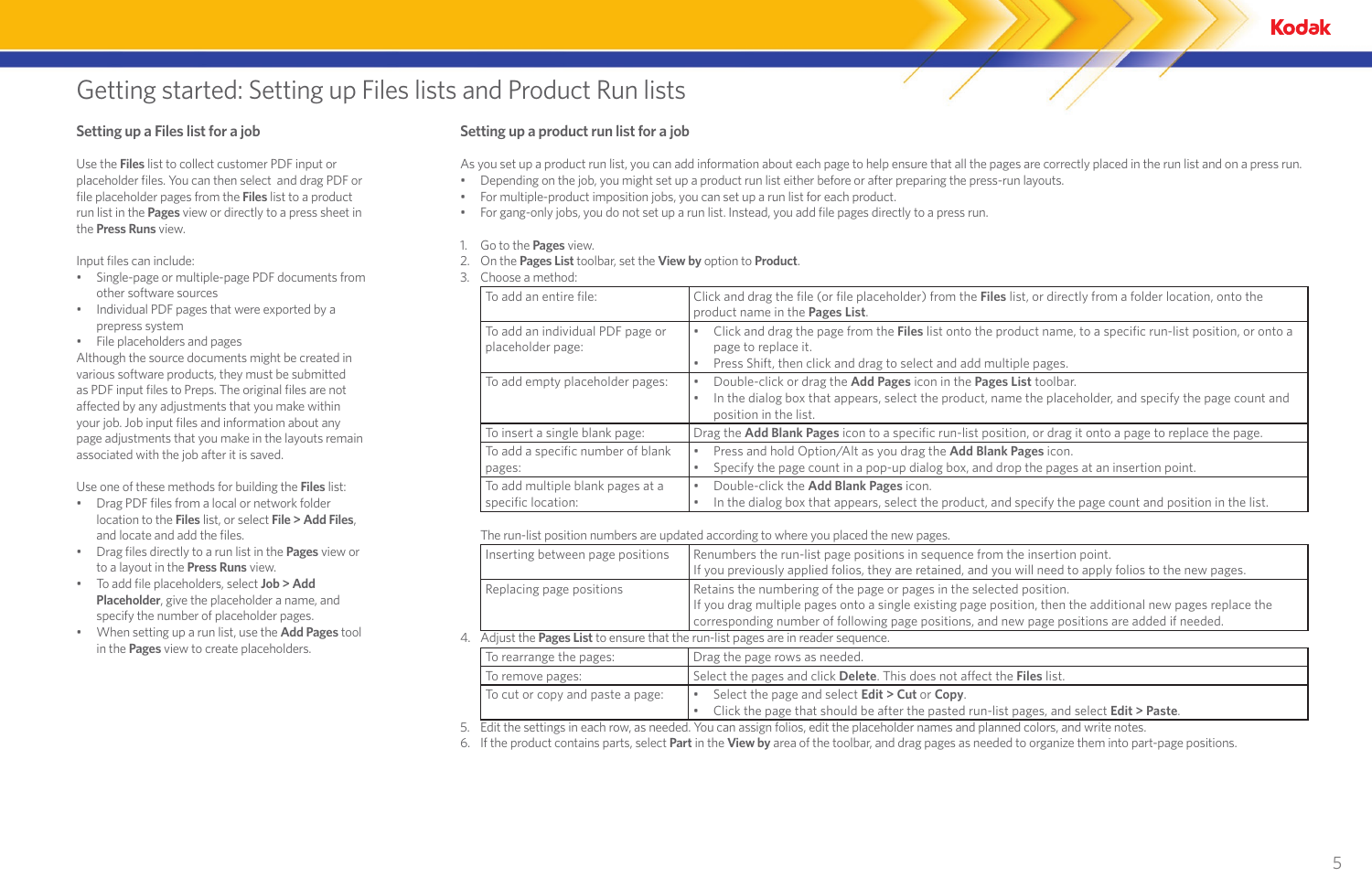// Getting started: Setting up Files lists and Product Run lists

## Setting up a Files list for a job

Use the **Files** list to collect customer PDF input or placeholder files. You can then select and drag PDF or file placeholder pages from the **Files** list to a product run list in the **Pages** view or directly to a press sheet in the **Press Runs** view.

Input files can include:

- Single-page or multiple-page PDF documents from other software sources
- Individual PDF pages that were exported by a prepress system
- File placeholders and pages

Although the source documents might be created in various software products, they must be submitted as PDF input files to Preps. The original files are not affected by any adjustments that you make within your job. Job input files and information about any page adjustments that you make in the layouts remain associated with the job after it is saved.

Use one of these methods for building the **Files** list:

- Drag PDF files from a local or network folder location to the **Files** list, or select **File > Add Files**, and locate and add the files.
- Drag files directly to a run list in the **Pages** view or to a layout in the **Press Runs** view.
- To add file placeholders, select **Job > Add Placeholder**, give the placeholder a name, and specify the number of placeholder pages.
- When setting up a run list, use the **Add Pages** tool in the **Pages** view to create placeholders.

## Setting up a product run list for a job

As you set up a product run list, you can add information about each page to help ensure that all the pages are correctly placed in the run list and on a press run.

- Depending on the job, you might set up a product run list either before or after preparing the press-run layouts.
- For multiple-product imposition jobs, you can set up a run list for each product.
- For gang-only jobs, you do not set up a run list. Instead, you add file pages directly to a press run.

1. Go to the **Pages** view.
2. On the **Pages List** toolbar, set the **View by** option to **Product**.
3. Choose a method:

| | |
|---|---|
| To add an entire file: | Click and drag the file (or file placeholder) from the **Files** list, or directly from a folder location, onto the product name in the **Pages List**. |
| To add an individual PDF page or placeholder page: | • Click and drag the page from the **Files** list onto the product name, to a specific run-list position, or onto a page to replace it.<br>• Press Shift, then click and drag to select and add multiple pages. |
| To add empty placeholder pages: | • Double-click or drag the **Add Pages** icon in the **Pages List** toolbar.<br>• In the dialog box that appears, select the product, name the placeholder, and specify the page count and position in the list. |
| To insert a single blank page: | Drag the **Add Blank Pages** icon to a specific run-list position, or drag it onto a page to replace the page. |
| To add a specific number of blank pages: | • Press and hold Option/Alt as you drag the **Add Blank Pages** icon.<br>• Specify the page count in a pop-up dialog box, and drop the pages at an insertion point. |
| To add multiple blank pages at a specific location: | • Double-click the **Add Blank Pages** icon.<br>• In the dialog box that appears, select the product, and specify the page count and position in the list. |

The run-list position numbers are updated according to where you placed the new pages.

| | |
|---|---|
| Inserting between page positions | Renumbers the run-list page positions in sequence from the insertion point.<br>If you previously applied folios, they are retained, and you will need to apply folios to the new pages. |
| Replacing page positions | Retains the numbering of the page or pages in the selected position.<br>If you drag multiple pages onto a single existing page position, then the additional new pages replace the corresponding number of following page positions, and new page positions are added if needed. |

4. Adjust the **Pages List** to ensure that the run-list pages are in reader sequence.

| | |
|---|---|
| To rearrange the pages: | Drag the page rows as needed. |
| To remove pages: | Select the pages and click **Delete**. This does not affect the **Files** list. |
| To cut or copy and paste a page: | • Select the page and select **Edit > Cut** or **Copy**.<br>• Click the page that should be after the pasted run-list pages, and select **Edit > Paste**. |

5. Edit the settings in each row, as needed. You can assign folios, edit the placeholder names and planned colors, and write notes.
6. If the product contains parts, select **Part** in the **View by** area of the toolbar, and drag pages as needed to organize them into part-page positions.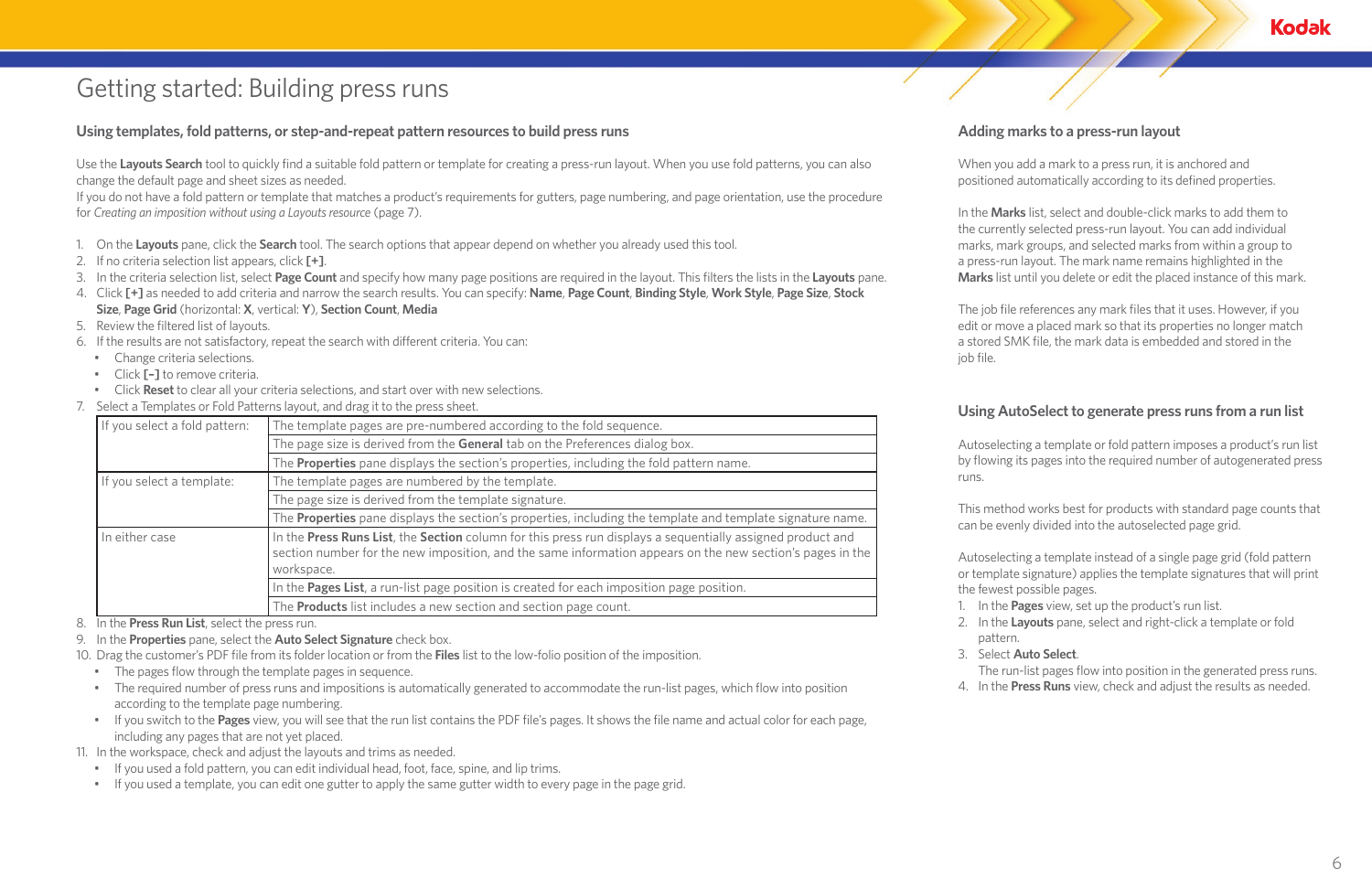# Getting started: Building press runs

## Using templates, fold patterns, or step-and-repeat pattern resources to build press runs

Use the **Layouts Search** tool to quickly find a suitable fold pattern or template for creating a press-run layout. When you use fold patterns, you can also change the default page and sheet sizes as needed.

If you do not have a fold pattern or template that matches a product's requirements for gutters, page numbering, and page orientation, use the procedure for *Creating an imposition without using a Layouts resource* (page 7).

1. On the **Layouts** pane, click the **Search** tool. The search options that appear depend on whether you already used this tool.
2. If no criteria selection list appears, click **[+]**.
3. In the criteria selection list, select **Page Count** and specify how many page positions are required in the layout. This filters the lists in the **Layouts** pane.
4. Click **[+]** as needed to add criteria and narrow the search results. You can specify: **Name**, **Page Count**, **Binding Style**, **Work Style**, **Page Size**, **Stock Size**, **Page Grid** (horizontal: **X**, vertical: **Y**), **Section Count**, **Media**
5. Review the filtered list of layouts.
6. If the results are not satisfactory, repeat the search with different criteria. You can:
   - Change criteria selections.
   - Click **[-]** to remove criteria.
   - Click **Reset** to clear all your criteria selections, and start over with new selections.
7. Select a Templates or Fold Patterns layout, and drag it to the press sheet.

| | |
|---|---|
| If you select a fold pattern: | The template pages are pre-numbered according to the fold sequence. |
| | The page size is derived from the **General** tab on the Preferences dialog box. |
| | The **Properties** pane displays the section's properties, including the fold pattern name. |
| If you select a template: | The template pages are numbered by the template. |
| | The page size is derived from the template signature. |
| | The **Properties** pane displays the section's properties, including the template and template signature name. |
| In either case | In the **Press Runs List**, the **Section** column for this press run displays a sequentially assigned product and section number for the new imposition, and the same information appears on the new section's pages in the workspace. |
| | In the **Pages List**, a run-list page position is created for each imposition page position. |
| | The **Products** list includes a new section and section page count. |

8. In the **Press Run List**, select the press run.
9. In the **Properties** pane, select the **Auto Select Signature** check box.
10. Drag the customer's PDF file from its folder location or from the **Files** list to the low-folio position of the imposition.
    - The pages flow through the template pages in sequence.
    - The required number of press runs and impositions is automatically generated to accommodate the run-list pages, which flow into position according to the template page numbering.
    - If you switch to the **Pages** view, you will see that the run list contains the PDF file's pages. It shows the file name and actual color for each page, including any pages that are not yet placed.
11. In the workspace, check and adjust the layouts and trims as needed.
    - If you used a fold pattern, you can edit individual head, foot, face, spine, and lip trims.
    - If you used a template, you can edit one gutter to apply the same gutter width to every page in the page grid.

## Adding marks to a press-run layout

When you add a mark to a press run, it is anchored and positioned automatically according to its defined properties.

In the **Marks** list, select and double-click marks to add them to the currently selected press-run layout. You can add individual marks, mark groups, and selected marks from within a group to a press-run layout. The mark name remains highlighted in the **Marks** list until you delete or edit the placed instance of this mark.

The job file references any mark files that it uses. However, if you edit or move a placed mark so that its properties no longer match a stored SMK file, the mark data is embedded and stored in the job file.

## Using AutoSelect to generate press runs from a run list

Autoselecting a template or fold pattern imposes a product's run list by flowing its pages into the required number of autogenerated press runs.

This method works best for products with standard page counts that can be evenly divided into the autoselected page grid.

Autoselecting a template instead of a single page grid (fold pattern or template signature) applies the template signatures that will print the fewest possible pages.

1. In the **Pages** view, set up the product's run list.
2. In the **Layouts** pane, select and right-click a template or fold pattern.
3. Select **Auto Select**.
   The run-list pages flow into position in the generated press runs.
4. In the **Press Runs** view, check and adjust the results as needed.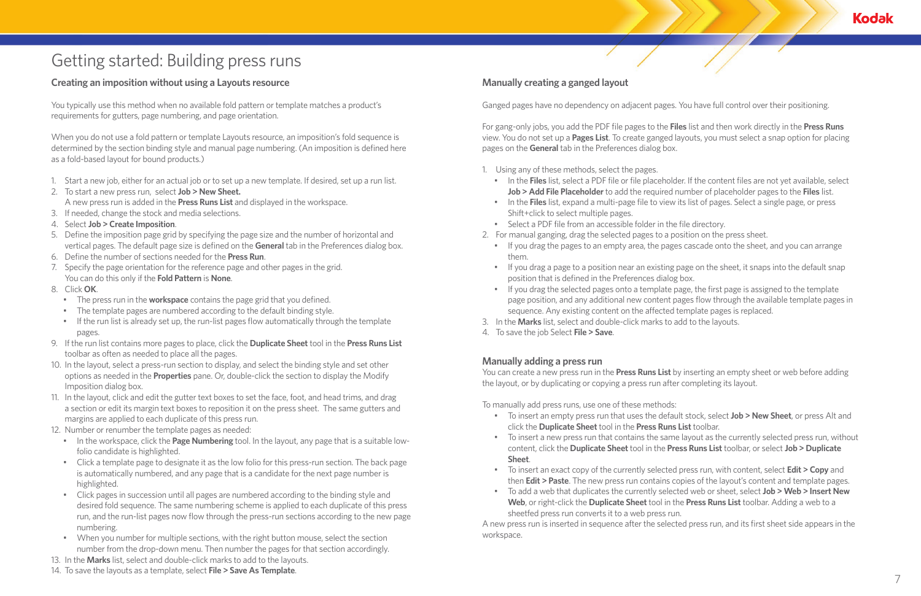# Getting started: Building press runs

### Creating an imposition without using a Layouts resource

You typically use this method when no available fold pattern or template matches a product's requirements for gutters, page numbering, and page orientation.

When you do not use a fold pattern or template Layouts resource, an imposition's fold sequence is determined by the section binding style and manual page numbering. (An imposition is defined here as a fold-based layout for bound products.)

1. Start a new job, either for an actual job or to set up a new template. If desired, set up a run list.
2. To start a new press run, select **Job > New Sheet.**
   A new press run is added in the **Press Runs List** and displayed in the workspace.
3. If needed, change the stock and media selections.
4. Select **Job > Create Imposition**.
5. Define the imposition page grid by specifying the page size and the number of horizontal and vertical pages. The default page size is defined on the **General** tab in the Preferences dialog box.
6. Define the number of sections needed for the **Press Run**.
7. Specify the page orientation for the reference page and other pages in the grid.
   You can do this only if the **Fold Pattern** is **None**.
8. Click **OK**.
   - The press run in the **workspace** contains the page grid that you defined.
   - The template pages are numbered according to the default binding style.
   - If the run list is already set up, the run-list pages flow automatically through the template pages.
9. If the run list contains more pages to place, click the **Duplicate Sheet** tool in the **Press Runs List** toolbar as often as needed to place all the pages.
10. In the layout, select a press-run section to display, and select the binding style and set other options as needed in the **Properties** pane. Or, double-click the section to display the Modify Imposition dialog box.
11. In the layout, click and edit the gutter text boxes to set the face, foot, and head trims, and drag a section or edit its margin text boxes to reposition it on the press sheet. The same gutters and margins are applied to each duplicate of this press run.
12. Number or renumber the template pages as needed:
    - In the workspace, click the **Page Numbering** tool. In the layout, any page that is a suitable low-folio candidate is highlighted.
    - Click a template page to designate it as the low folio for this press-run section. The back page is automatically numbered, and any page that is a candidate for the next page number is highlighted.
    - Click pages in succession until all pages are numbered according to the binding style and desired fold sequence. The same numbering scheme is applied to each duplicate of this press run, and the run-list pages now flow through the press-run sections according to the new page numbering.
    - When you number for multiple sections, with the right button mouse, select the section number from the drop-down menu. Then number the pages for that section accordingly.
13. In the **Marks** list, select and double-click marks to add to the layouts.
14. To save the layouts as a template, select **File > Save As Template**.

### Manually creating a ganged layout

Ganged pages have no dependency on adjacent pages. You have full control over their positioning.

For gang-only jobs, you add the PDF file pages to the **Files** list and then work directly in the **Press Runs** view. You do not set up a **Pages List**. To create ganged layouts, you must select a snap option for placing pages on the **General** tab in the Preferences dialog box.

1. Using any of these methods, select the pages.
   - In the **Files** list, select a PDF file or file placeholder. If the content files are not yet available, select **Job > Add File Placeholder** to add the required number of placeholder pages to the **Files** list.
   - In the **Files** list, expand a multi-page file to view its list of pages. Select a single page, or press Shift+click to select multiple pages.
   - Select a PDF file from an accessible folder in the file directory.
2. For manual ganging, drag the selected pages to a position on the press sheet.
   - If you drag the pages to an empty area, the pages cascade onto the sheet, and you can arrange them.
   - If you drag a page to a position near an existing page on the sheet, it snaps into the default snap position that is defined in the Preferences dialog box.
   - If you drag the selected pages onto a template page, the first page is assigned to the template page position, and any additional new content pages flow through the available template pages in sequence. Any existing content on the affected template pages is replaced.
3. In the **Marks** list, select and double-click marks to add to the layouts.
4. To save the job Select **File > Save**.

### Manually adding a press run

You can create a new press run in the **Press Runs List** by inserting an empty sheet or web before adding the layout, or by duplicating or copying a press run after completing its layout.

To manually add press runs, use one of these methods:

- To insert an empty press run that uses the default stock, select **Job > New Sheet**, or press Alt and click the **Duplicate Sheet** tool in the **Press Runs List** toolbar.
- To insert a new press run that contains the same layout as the currently selected press run, without content, click the **Duplicate Sheet** tool in the **Press Runs List** toolbar, or select **Job > Duplicate Sheet**.
- To insert an exact copy of the currently selected press run, with content, select **Edit > Copy** and then **Edit > Paste**. The new press run contains copies of the layout's content and template pages.
- To add a web that duplicates the currently selected web or sheet, select **Job > Web > Insert New Web**, or right-click the **Duplicate Sheet** tool in the **Press Runs List** toolbar. Adding a web to a sheetfed press run converts it to a web press run.

A new press run is inserted in sequence after the selected press run, and its first sheet side appears in the workspace.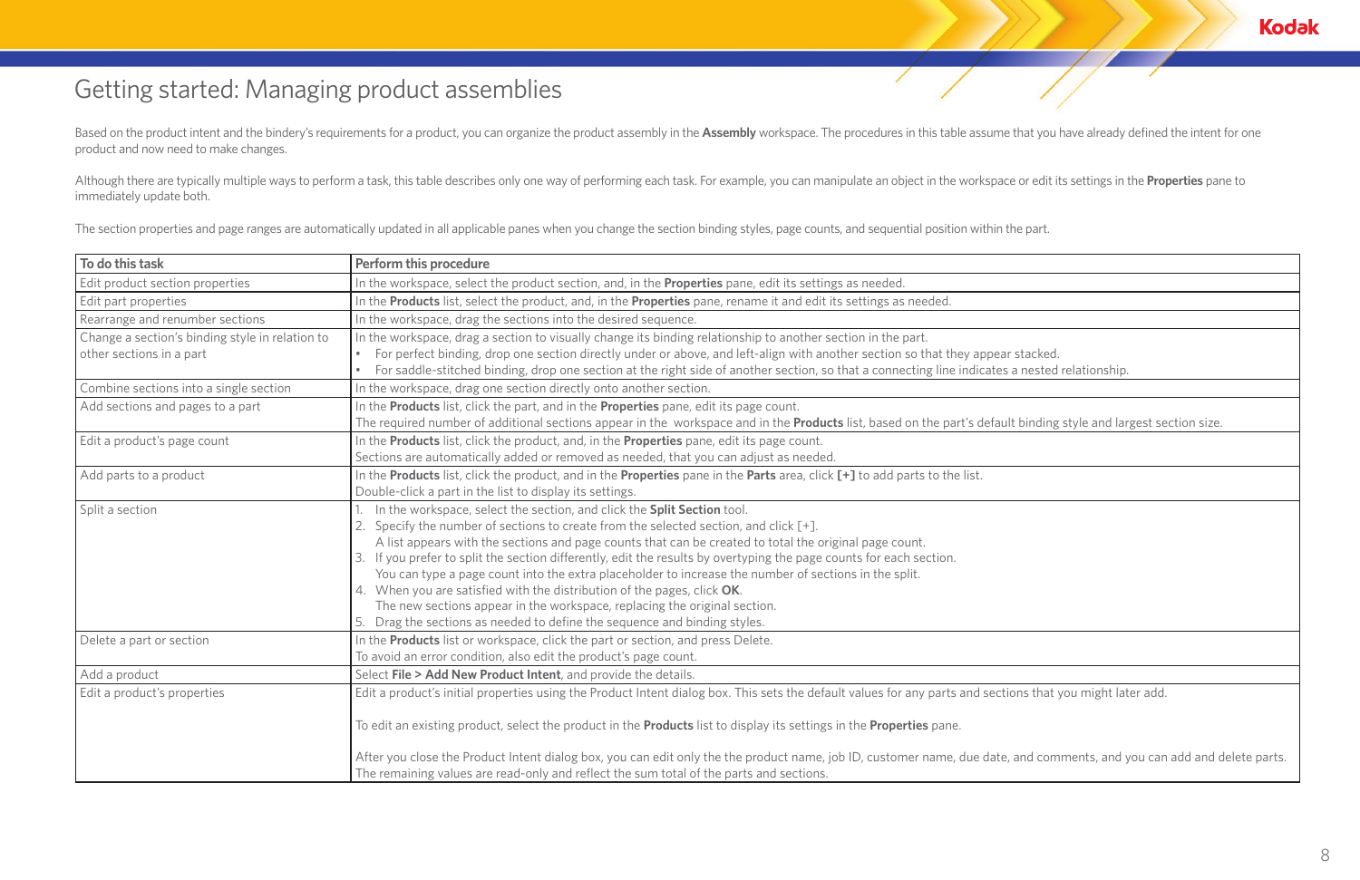# Getting started: Managing product assemblies

Based on the product intent and the bindery's requirements for a product, you can organize the product assembly in the **Assembly** workspace. The procedures in this table assume that you have already defined the intent for one product and now need to make changes.

Although there are typically multiple ways to perform a task, this table describes only one way of performing each task. For example, you can manipulate an object in the workspace or edit its settings in the **Properties** pane to immediately update both.

The section properties and page ranges are automatically updated in all applicable panes when you change the section binding styles, page counts, and sequential position within the part.

| To do this task | Perform this procedure |
|---|---|
| Edit product section properties | In the workspace, select the product section, and, in the **Properties** pane, edit its settings as needed. |
| Edit part properties | In the **Products** list, select the product, and, in the **Properties** pane, rename it and edit its settings as needed. |
| Rearrange and renumber sections | In the workspace, drag the sections into the desired sequence. |
| Change a section's binding style in relation to other sections in a part | In the workspace, drag a section to visually change its binding relationship to another section in the part.<br>• For perfect binding, drop one section directly under or above, and left-align with another section so that they appear stacked.<br>• For saddle-stitched binding, drop one section at the right side of another section, so that a connecting line indicates a nested relationship. |
| Combine sections into a single section | In the workspace, drag one section directly onto another section. |
| Add sections and pages to a part | In the **Products** list, click the part, and in the **Properties** pane, edit its page count.<br>The required number of additional sections appear in the workspace and in the **Products** list, based on the part's default binding style and largest section size. |
| Edit a product's page count | In the **Products** list, click the product, and, in the **Properties** pane, edit its page count.<br>Sections are automatically added or removed as needed, that you can adjust as needed. |
| Add parts to a product | In the **Products** list, click the product, and in the **Properties** pane in the **Parts** area, click **[+]** to add parts to the list.<br>Double-click a part in the list to display its settings. |
| Split a section | 1. In the workspace, select the section, and click the **Split Section** tool.<br>2. Specify the number of sections to create from the selected section, and click [+].<br>A list appears with the sections and page counts that can be created to total the original page count.<br>3. If you prefer to split the section differently, edit the results by overtyping the page counts for each section.<br>You can type a page count into the extra placeholder to increase the number of sections in the split.<br>4. When you are satisfied with the distribution of the pages, click **OK**.<br>The new sections appear in the workspace, replacing the original section.<br>5. Drag the sections as needed to define the sequence and binding styles. |
| Delete a part or section | In the **Products** list or workspace, click the part or section, and press Delete.<br>To avoid an error condition, also edit the product's page count. |
| Add a product | Select **File > Add New Product Intent**, and provide the details. |
| Edit a product's properties | Edit a product's initial properties using the Product Intent dialog box. This sets the default values for any parts and sections that you might later add.<br><br>To edit an existing product, select the product in the **Products** list to display its settings in the **Properties** pane.<br><br>After you close the Product Intent dialog box, you can edit only the the product name, job ID, customer name, due date, and comments, and you can add and delete parts. The remaining values are read-only and reflect the sum total of the parts and sections. |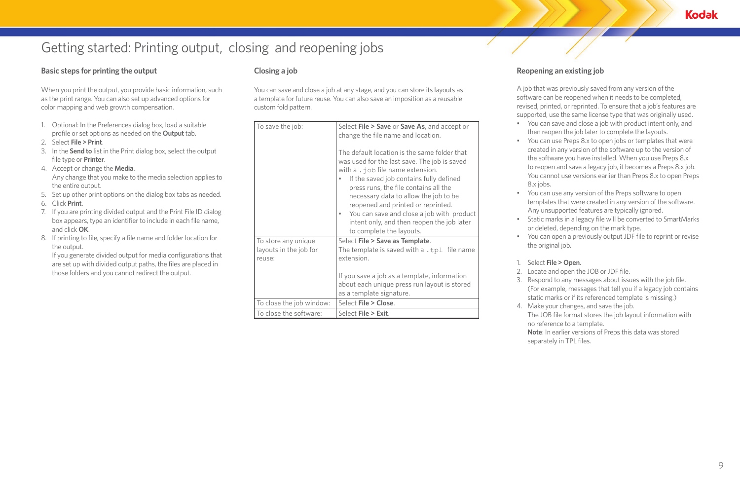# Getting started: Printing output, closing and reopening jobs

## Basic steps for printing the output

When you print the output, you provide basic information, such as the print range. You can also set up advanced options for color mapping and web growth compensation.

1. Optional: In the Preferences dialog box, load a suitable profile or set options as needed on the **Output** tab.
2. Select **File > Print**.
3. In the **Send to** list in the Print dialog box, select the output file type or **Printer**.
4. Accept or change the **Media**.
   Any change that you make to the media selection applies to the entire output.
5. Set up other print options on the dialog box tabs as needed.
6. Click **Print**.
7. If you are printing divided output and the Print File ID dialog box appears, type an identifier to include in each file name, and click **OK**.
8. If printing to file, specify a file name and folder location for the output.
   If you generate divided output for media configurations that are set up with divided output paths, the files are placed in those folders and you cannot redirect the output.

## Closing a job

You can save and close a job at any stage, and you can store its layouts as a template for future reuse. You can also save an imposition as a reusable custom fold pattern.

| To save the job: | Select **File > Save** or **Save As**, and accept or change the file name and location.<br><br>The default location is the same folder that was used for the last save. The job is saved with a `.job` file name extension.<br>• If the saved job contains fully defined press runs, the file contains all the necessary data to allow the job to be reopened and printed or reprinted.<br>• You can save and close a job with product intent only, and then reopen the job later to complete the layouts. |
|---|---|
| To store any unique layouts in the job for reuse: | Select **File > Save as Template**.<br>The template is saved with a `.tpl` file name extension.<br><br>If you save a job as a template, information about each unique press run layout is stored as a template signature. |
| To close the job window: | Select **File > Close**. |
| To close the software: | Select **File > Exit**. |

## Reopening an existing job

A job that was previously saved from any version of the software can be reopened when it needs to be completed, revised, printed, or reprinted. To ensure that a job's features are supported, use the same license type that was originally used.

- You can save and close a job with product intent only, and then reopen the job later to complete the layouts.
- You can use Preps 8.x to open jobs or templates that were created in any version of the software up to the version of the software you have installed. When you use Preps 8.x to reopen and save a legacy job, it becomes a Preps 8.x job. You cannot use versions earlier than Preps 8.x to open Preps 8.x jobs.
- You can use any version of the Preps software to open templates that were created in any version of the software. Any unsupported features are typically ignored.
- Static marks in a legacy file will be converted to SmartMarks or deleted, depending on the mark type.
- You can open a previously output JDF file to reprint or revise the original job.

1. Select **File > Open**.
2. Locate and open the JOB or JDF file.
3. Respond to any messages about issues with the job file. (For example, messages that tell you if a legacy job contains static marks or if its referenced template is missing.)
4. Make your changes, and save the job.
   The JOB file format stores the job layout information with no reference to a template.
   **Note**: In earlier versions of Preps this data was stored separately in TPL files.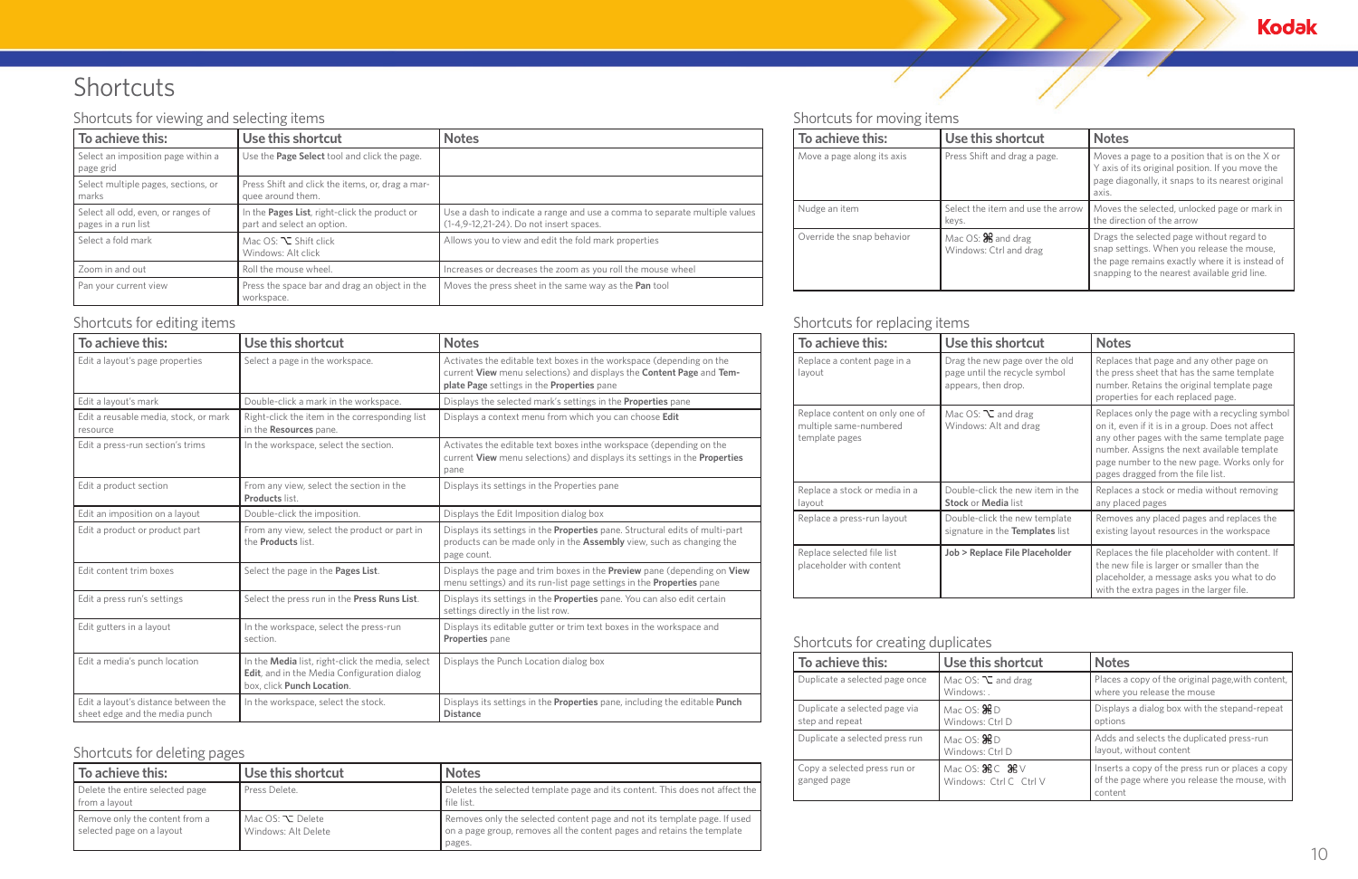# Shortcuts

## Shortcuts for viewing and selecting items

| To achieve this: | Use this shortcut | Notes |
|---|---|---|
| Select an imposition page within a page grid | Use the **Page Select** tool and click the page. | |
| Select multiple pages, sections, or marks | Press Shift and click the items, or, drag a marquee around them. | |
| Select all odd, even, or ranges of pages in a run list | In the **Pages List**, right-click the product or part and select an option. | Use a dash to indicate a range and use a comma to separate multiple values (1-4,9-12,21-24). Do not insert spaces. |
| Select a fold mark | Mac OS: ⌥ Shift click<br>Windows: Alt click | Allows you to view and edit the fold mark properties |
| Zoom in and out | Roll the mouse wheel. | Increases or decreases the zoom as you roll the mouse wheel |
| Pan your current view | Press the space bar and drag an object in the workspace. | Moves the press sheet in the same way as the **Pan** tool |

## Shortcuts for editing items

| To achieve this: | Use this shortcut | Notes |
|---|---|---|
| Edit a layout's page properties | Select a page in the workspace. | Activates the editable text boxes in the workspace (depending on the current **View** menu selections) and displays the **Content Page** and **Template Page** settings in the **Properties** pane |
| Edit a layout's mark | Double-click a mark in the workspace. | Displays the selected mark's settings in the **Properties** pane |
| Edit a reusable media, stock, or mark resource | Right-click the item in the corresponding list in the **Resources** pane. | Displays a context menu from which you can choose **Edit** |
| Edit a press-run section's trims | In the workspace, select the section. | Activates the editable text boxes inthe workspace (depending on the current **View** menu selections) and displays its settings in the **Properties** pane |
| Edit a product section | From any view, select the section in the **Products** list. | Displays its settings in the Properties pane |
| Edit an imposition on a layout | Double-click the imposition. | Displays the Edit Imposition dialog box |
| Edit a product or product part | From any view, select the product or part in the **Products** list. | Displays its settings in the **Properties** pane. Structural edits of multi-part products can be made only in the **Assembly** view, such as changing the page count. |
| Edit content trim boxes | Select the page in the **Pages List**. | Displays the page and trim boxes in the **Preview** pane (depending on **View** menu settings) and its run-list page settings in the **Properties** pane |
| Edit a press run's settings | Select the press run in the **Press Runs List**. | Displays its settings in the **Properties** pane. You can also edit certain settings directly in the list row. |
| Edit gutters in a layout | In the workspace, select the press-run section. | Displays its editable gutter or trim text boxes in the workspace and **Properties** pane |
| Edit a media's punch location | In the **Media** list, right-click the media, select **Edit**, and in the Media Configuration dialog box, click **Punch Location**. | Displays the Punch Location dialog box |
| Edit a layout's distance between the sheet edge and the media punch | In the workspace, select the stock. | Displays its settings in the **Properties** pane, including the editable **Punch Distance** |

## Shortcuts for deleting pages

| To achieve this: | Use this shortcut | Notes |
|---|---|---|
| Delete the entire selected page from a layout | Press Delete. | Deletes the selected template page and its content. This does not affect the file list. |
| Remove only the content from a selected page on a layout | Mac OS: ⌥ Delete<br>Windows: Alt Delete | Removes only the selected content page and not its template page. If used on a page group, removes all the content pages and retains the template pages. |

## Shortcuts for moving items

| To achieve this: | Use this shortcut | Notes |
|---|---|---|
| Move a page along its axis | Press Shift and drag a page. | Moves a page to a position that is on the X or Y axis of its original position. If you move the page diagonally, it snaps to its nearest original axis. |
| Nudge an item | Select the item and use the arrow keys. | Moves the selected, unlocked page or mark in the direction of the arrow |
| Override the snap behavior | Mac OS: ⌘ and drag<br>Windows: Ctrl and drag | Drags the selected page without regard to snap settings. When you release the mouse, the page remains exactly where it is instead of snapping to the nearest available grid line. |

## Shortcuts for replacing items

| To achieve this: | Use this shortcut | Notes |
|---|---|---|
| Replace a content page in a layout | Drag the new page over the old page until the recycle symbol appears, then drop. | Replaces that page and any other page on the press sheet that has the same template number. Retains the original template page properties for each replaced page. |
| Replace content on only one of multiple same-numbered template pages | Mac OS: ⌥ and drag<br>Windows: Alt and drag | Replaces only the page with a recycling symbol on it, even if it is in a group. Does not affect any other pages with the same template page number. Assigns the next available template page number to the new page. Works only for pages dragged from the file list. |
| Replace a stock or media in a layout | Double-click the new item in the **Stock** or **Media** list | Replaces a stock or media without removing any placed pages |
| Replace a press-run layout | Double-click the new template signature in the **Templates** list | Removes any placed pages and replaces the existing layout resources in the workspace |
| Replace selected file list placeholder with content | **Job > Replace File Placeholder** | Replaces the file placeholder with content. If the new file is larger or smaller than the placeholder, a message asks you what to do with the extra pages in the larger file. |

## Shortcuts for creating duplicates

| To achieve this: | Use this shortcut | Notes |
|---|---|---|
| Duplicate a selected page once | Mac OS: ⌥ and drag<br>Windows: . | Places a copy of the original page,with content, where you release the mouse |
| Duplicate a selected page via step and repeat | Mac OS: ⌘D<br>Windows: Ctrl D | Displays a dialog box with the stepand-repeat options |
| Duplicate a selected press run | Mac OS: ⌘D<br>Windows: Ctrl D | Adds and selects the duplicated press-run layout, without content |
| Copy a selected press run or ganged page | Mac OS: ⌘C ⌘V<br>Windows: Ctrl C Ctrl V | Inserts a copy of the press run or places a copy of the page where you release the mouse, with content |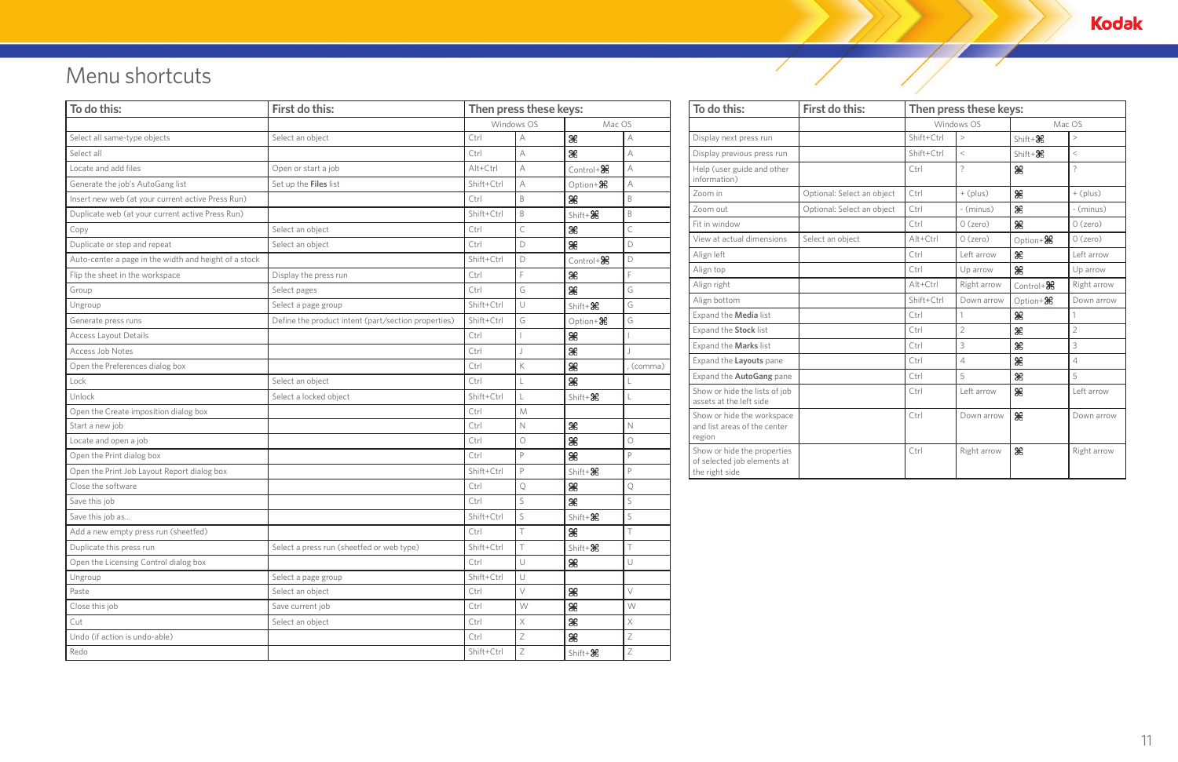# Menu shortcuts

| To do this: | First do this: | Then press these keys: | | | |
|---|---|---|---|---|---|
| | | Windows OS | | Mac OS | |
| Select all same-type objects | Select an object | Ctrl | A | ⌘ | A |
| Select all | | Ctrl | A | ⌘ | A |
| Locate and add files | Open or start a job | Alt+Ctrl | A | Control+⌘ | A |
| Generate the job's AutoGang list | Set up the **Files** list | Shift+Ctrl | A | Option+⌘ | A |
| Insert new web (at your current active Press Run) | | Ctrl | B | ⌘ | B |
| Duplicate web (at your current active Press Run) | | Shift+Ctrl | B | Shift+⌘ | B |
| Copy | Select an object | Ctrl | C | ⌘ | C |
| Duplicate or step and repeat | Select an object | Ctrl | D | ⌘ | D |
| Auto-center a page in the width and height of a stock | | Shift+Ctrl | D | Control+⌘ | D |
| Flip the sheet in the workspace | Display the press run | Ctrl | F | ⌘ | F |
| Group | Select pages | Ctrl | G | ⌘ | G |
| Ungroup | Select a page group | Shift+Ctrl | U | Shift+⌘ | G |
| Generate press runs | Define the product intent (part/section properties) | Shift+Ctrl | G | Option+⌘ | G |
| Access Layout Details | | Ctrl | I | ⌘ | I |
| Access Job Notes | | Ctrl | J | ⌘ | J |
| Open the Preferences dialog box | | Ctrl | K | ⌘ | , (comma) |
| Lock | Select an object | Ctrl | L | ⌘ | L |
| Unlock | Select a locked object | Shift+Ctrl | L | Shift+⌘ | L |
| Open the Create imposition dialog box | | Ctrl | M | | |
| Start a new job | | Ctrl | N | ⌘ | N |
| Locate and open a job | | Ctrl | O | ⌘ | O |
| Open the Print dialog box | | Ctrl | P | ⌘ | P |
| Open the Print Job Layout Report dialog box | | Shift+Ctrl | P | Shift+⌘ | P |
| Close the software | | Ctrl | Q | ⌘ | Q |
| Save this job | | Ctrl | S | ⌘ | S |
| Save this job as... | | Shift+Ctrl | S | Shift+⌘ | S |
| Add a new empty press run (sheetfed) | | Ctrl | T | ⌘ | T |
| Duplicate this press run | Select a press run (sheetfed or web type) | Shift+Ctrl | T | Shift+⌘ | T |
| Open the Licensing Control dialog box | | Ctrl | U | ⌘ | U |
| Ungroup | Select a page group | Shift+Ctrl | U | | |
| Paste | Select an object | Ctrl | V | ⌘ | V |
| Close this job | Save current job | Ctrl | W | ⌘ | W |
| Cut | Select an object | Ctrl | X | ⌘ | X |
| Undo (if action is undo-able) | | Ctrl | Z | ⌘ | Z |
| Redo | | Shift+Ctrl | Z | Shift+⌘ | Z |

| To do this: | First do this: | Then press these keys: | | | |
|---|---|---|---|---|---|
| | | Windows OS | | Mac OS | |
| Display next press run | | Shift+Ctrl | > | Shift+⌘ | > |
| Display previous press run | | Shift+Ctrl | < | Shift+⌘ | < |
| Help (user guide and other information) | | Ctrl | ? | ⌘ | ? |
| Zoom in | Optional: Select an object | Ctrl | + (plus) | ⌘ | + (plus) |
| Zoom out | Optional: Select an object | Ctrl | - (minus) | ⌘ | - (minus) |
| Fit in window | | Ctrl | 0 (zero) | ⌘ | 0 (zero) |
| View at actual dimensions | Select an object | Alt+Ctrl | 0 (zero) | Option+⌘ | 0 (zero) |
| Align left | | Ctrl | Left arrow | ⌘ | Left arrow |
| Align top | | Ctrl | Up arrow | ⌘ | Up arrow |
| Align right | | Alt+Ctrl | Right arrow | Control+⌘ | Right arrow |
| Align bottom | | Shift+Ctrl | Down arrow | Option+⌘ | Down arrow |
| Expand the **Media** list | | Ctrl | 1 | ⌘ | 1 |
| Expand the **Stock** list | | Ctrl | 2 | ⌘ | 2 |
| Expand the **Marks** list | | Ctrl | 3 | ⌘ | 3 |
| Expand the **Layouts** pane | | Ctrl | 4 | ⌘ | 4 |
| Expand the **AutoGang** pane | | Ctrl | 5 | ⌘ | 5 |
| Show or hide the lists of job assets at the left side | | Ctrl | Left arrow | ⌘ | Left arrow |
| Show or hide the workspace and list areas of the center region | | Ctrl | Down arrow | ⌘ | Down arrow |
| Show or hide the properties of selected job elements at the right side | | Ctrl | Right arrow | ⌘ | Right arrow |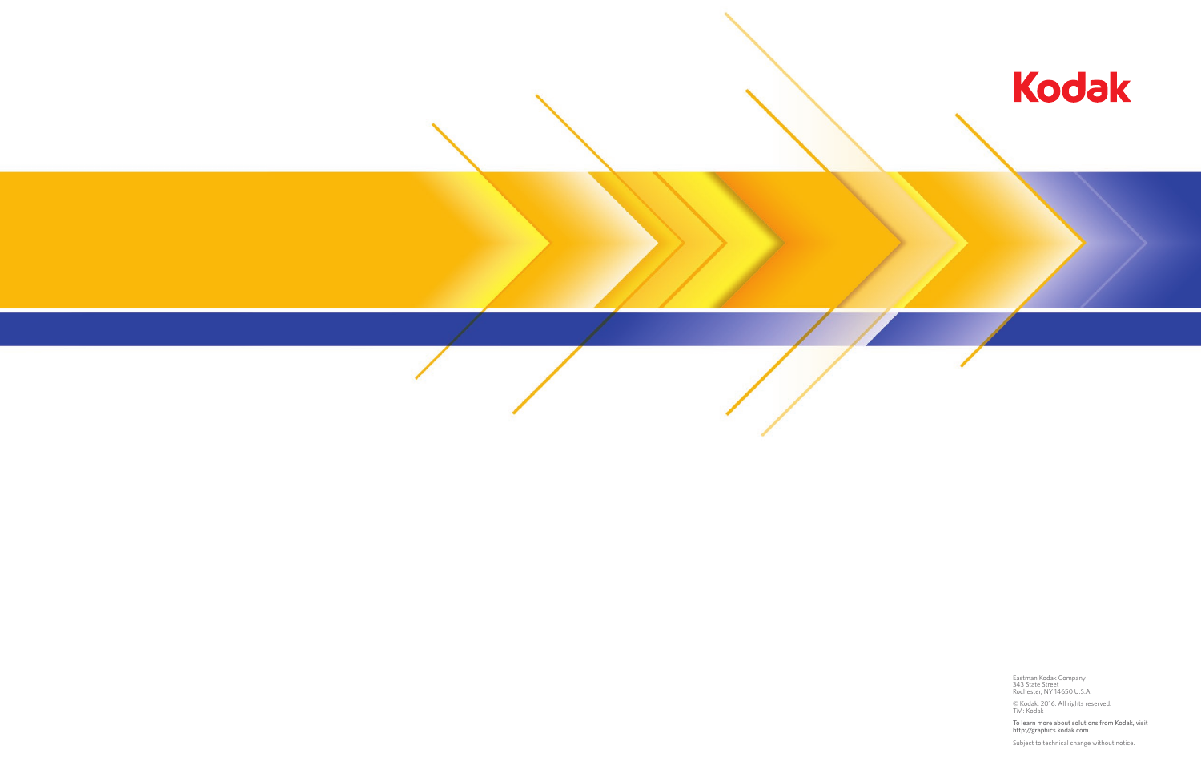Kodak

Eastman Kodak Company
343 State Street
Rochester, NY 14650 U.S.A.

© Kodak, 2016. All rights reserved.
TM: Kodak

**To learn more about solutions from Kodak, visit http://graphics.kodak.com.**

Subject to technical change without notice.